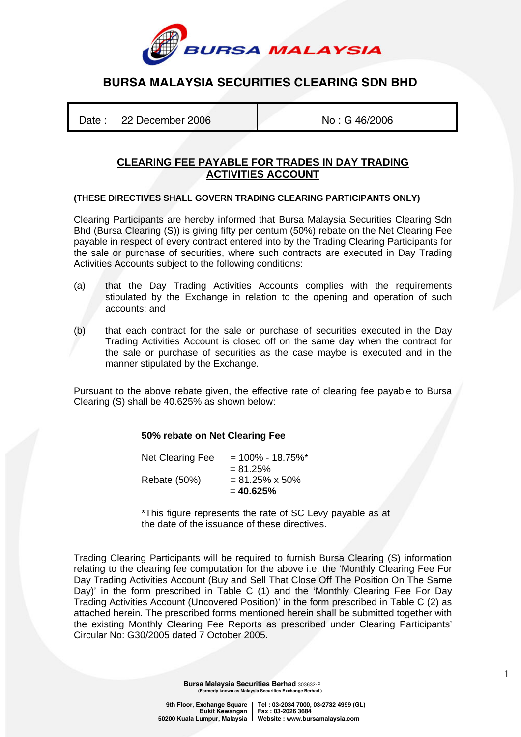# BURSA MALAYSIA SECURITIES CLEARING SDN BHD

| Date : 22 December 2006 | No : G 46/2006 |
|---|---|

## CLEARING FEE PAYABLE FOR TRADES IN DAY TRADING ACTIVITIES ACCOUNT

**(THESE DIRECTIVES SHALL GOVERN TRADING CLEARING PARTICIPANTS ONLY)**

Clearing Participants are hereby informed that Bursa Malaysia Securities Clearing Sdn Bhd (Bursa Clearing (S)) is giving fifty per centum (50%) rebate on the Net Clearing Fee payable in respect of every contract entered into by the Trading Clearing Participants for the sale or purchase of securities, where such contracts are executed in Day Trading Activities Accounts subject to the following conditions:

(a) that the Day Trading Activities Accounts complies with the requirements stipulated by the Exchange in relation to the opening and operation of such accounts; and

(b) that each contract for the sale or purchase of securities executed in the Day Trading Activities Account is closed off on the same day when the contract for the sale or purchase of securities as the case maybe is executed and in the manner stipulated by the Exchange.

Pursuant to the above rebate given, the effective rate of clearing fee payable to Bursa Clearing (S) shall be 40.625% as shown below:

**50% rebate on Net Clearing Fee**

Net Clearing Fee = 100% - 18.75%*
= 81.25%

Rebate (50%) = 81.25% x 50%
= **40.625%**

*This figure represents the rate of SC Levy payable as at the date of the issuance of these directives.

Trading Clearing Participants will be required to furnish Bursa Clearing (S) information relating to the clearing fee computation for the above i.e. the 'Monthly Clearing Fee For Day Trading Activities Account (Buy and Sell That Close Off The Position On The Same Day)' in the form prescribed in Table C (1) and the 'Monthly Clearing Fee For Day Trading Activities Account (Uncovered Position)' in the form prescribed in Table C (2) as attached herein. The prescribed forms mentioned herein shall be submitted together with the existing Monthly Clearing Fee Reports as prescribed under Clearing Participants' Circular No: G30/2005 dated 7 October 2005.

**Bursa Malaysia Securities Berhad** 303632-P
**(Formerly known as Malaysia Securities Exchange Berhad )**

9th Floor, Exchange Square, Bukit Kewangan, 50200 Kuala Lumpur, Malaysia | Tel : 03-2034 7000, 03-2732 4999 (GL) | Fax : 03-2026 3684 | Website : www.bursamalaysia.com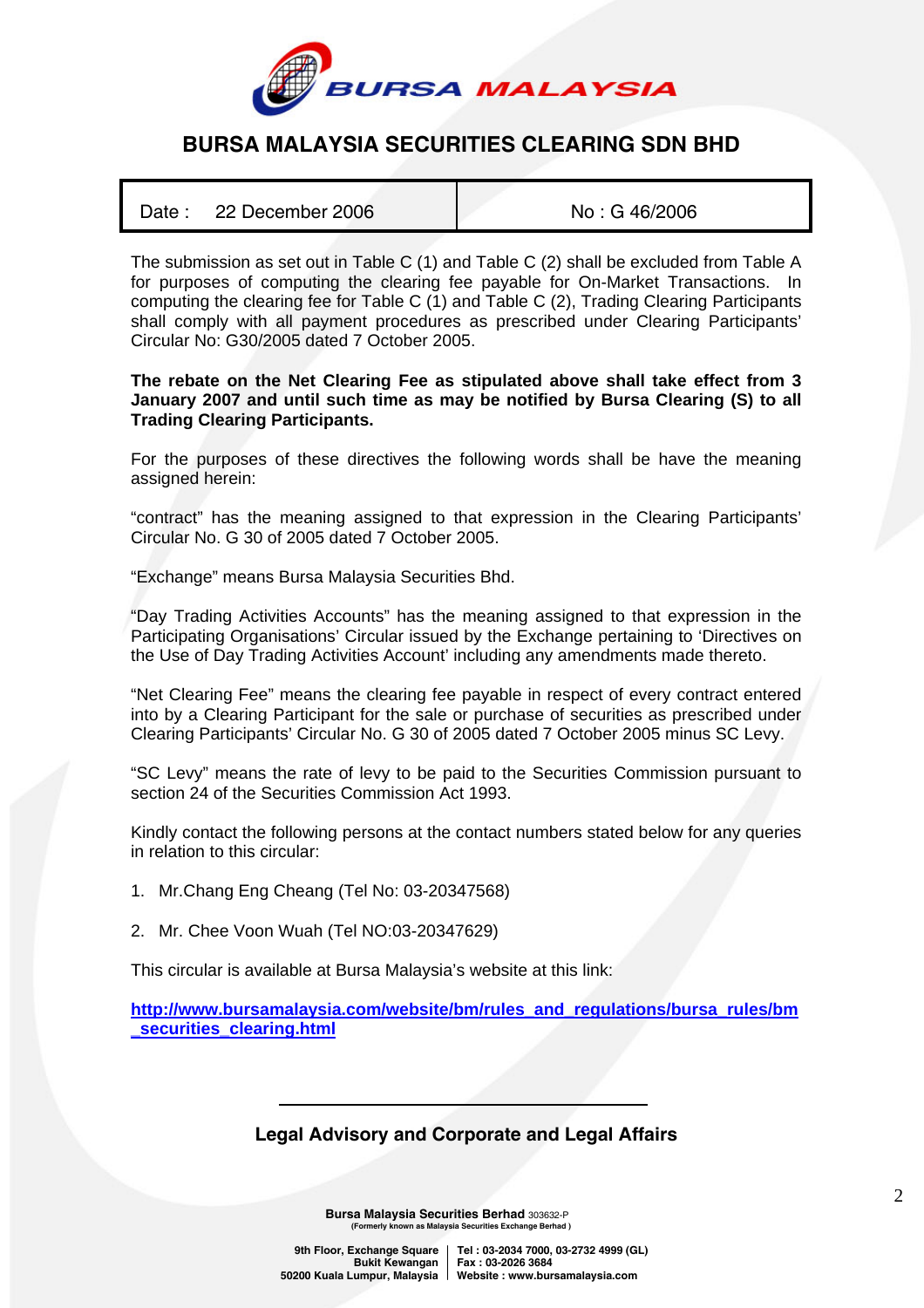# BURSA MALAYSIA SECURITIES CLEARING SDN BHD

| Date : 22 December 2006 | No : G 46/2006 |
|---|---|

The submission as set out in Table C (1) and Table C (2) shall be excluded from Table A for purposes of computing the clearing fee payable for On-Market Transactions. In computing the clearing fee for Table C (1) and Table C (2), Trading Clearing Participants shall comply with all payment procedures as prescribed under Clearing Participants' Circular No: G30/2005 dated 7 October 2005.

**The rebate on the Net Clearing Fee as stipulated above shall take effect from 3 January 2007 and until such time as may be notified by Bursa Clearing (S) to all Trading Clearing Participants.**

For the purposes of these directives the following words shall be have the meaning assigned herein:

"contract" has the meaning assigned to that expression in the Clearing Participants' Circular No. G 30 of 2005 dated 7 October 2005.

"Exchange" means Bursa Malaysia Securities Bhd.

"Day Trading Activities Accounts" has the meaning assigned to that expression in the Participating Organisations' Circular issued by the Exchange pertaining to 'Directives on the Use of Day Trading Activities Account' including any amendments made thereto.

"Net Clearing Fee" means the clearing fee payable in respect of every contract entered into by a Clearing Participant for the sale or purchase of securities as prescribed under Clearing Participants' Circular No. G 30 of 2005 dated 7 October 2005 minus SC Levy.

"SC Levy" means the rate of levy to be paid to the Securities Commission pursuant to section 24 of the Securities Commission Act 1993.

Kindly contact the following persons at the contact numbers stated below for any queries in relation to this circular:

1. Mr.Chang Eng Cheang (Tel No: 03-20347568)

2. Mr. Chee Voon Wuah (Tel NO:03-20347629)

This circular is available at Bursa Malaysia's website at this link:

**http://www.bursamalaysia.com/website/bm/rules_and_regulations/bursa_rules/bm_securities_clearing.html**

---

**Legal Advisory and Corporate and Legal Affairs**

**Bursa Malaysia Securities Berhad** 303632-P
(Formerly known as Malaysia Securities Exchange Berhad)

9th Floor, Exchange Square, Bukit Kewangan, 50200 Kuala Lumpur, Malaysia | Tel : 03-2034 7000, 03-2732 4999 (GL) | Fax : 03-2026 3684 | Website : www.bursamalaysia.com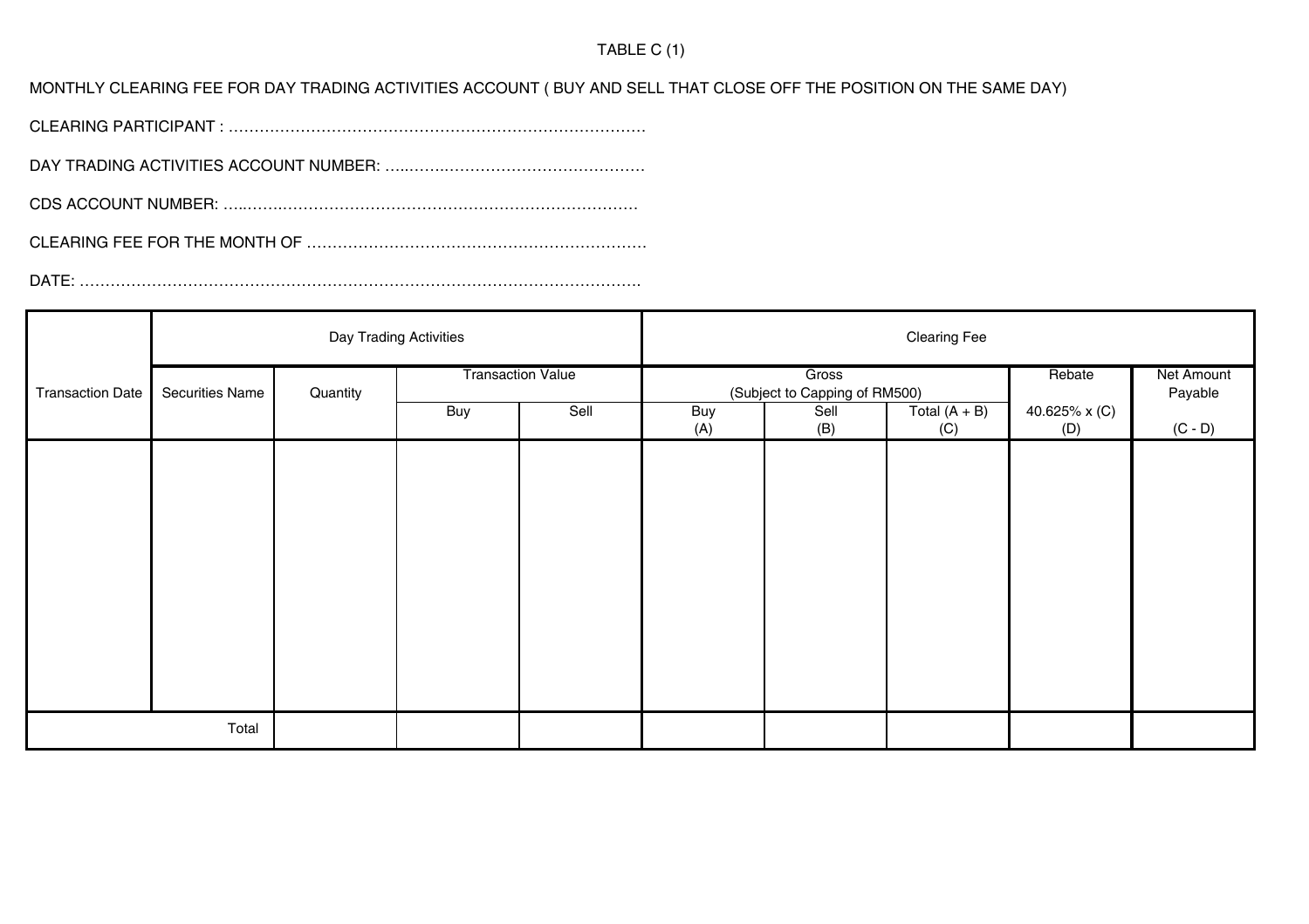TABLE C (1)

MONTHLY CLEARING FEE FOR DAY TRADING ACTIVITIES ACCOUNT ( BUY AND SELL THAT CLOSE OFF THE POSITION ON THE SAME DAY)

CLEARING PARTICIPANT : ………………………………………………………………………

DAY TRADING ACTIVITIES ACCOUNT NUMBER: …..…….……………………………….

CDS ACCOUNT NUMBER: …..………………………………………………………………

CLEARING FEE FOR THE MONTH OF …………………………………………………………

DATE: ………………………………………………………………………………………………

| Transaction Date | Day Trading Activities | | | | Clearing Fee | | | | |
|---|---|---|---|---|---|---|---|---|---|
| | Securities Name | Quantity | Transaction Value | | Gross (Subject to Capping of RM500) | | | Rebate | Net Amount Payable |
| | | | Buy | Sell | Buy (A) | Sell (B) | Total (A + B) (C) | 40.625% x (C) (D) | (C - D) |
| | | | | | | | | | |
| Total | | | | | | | | | |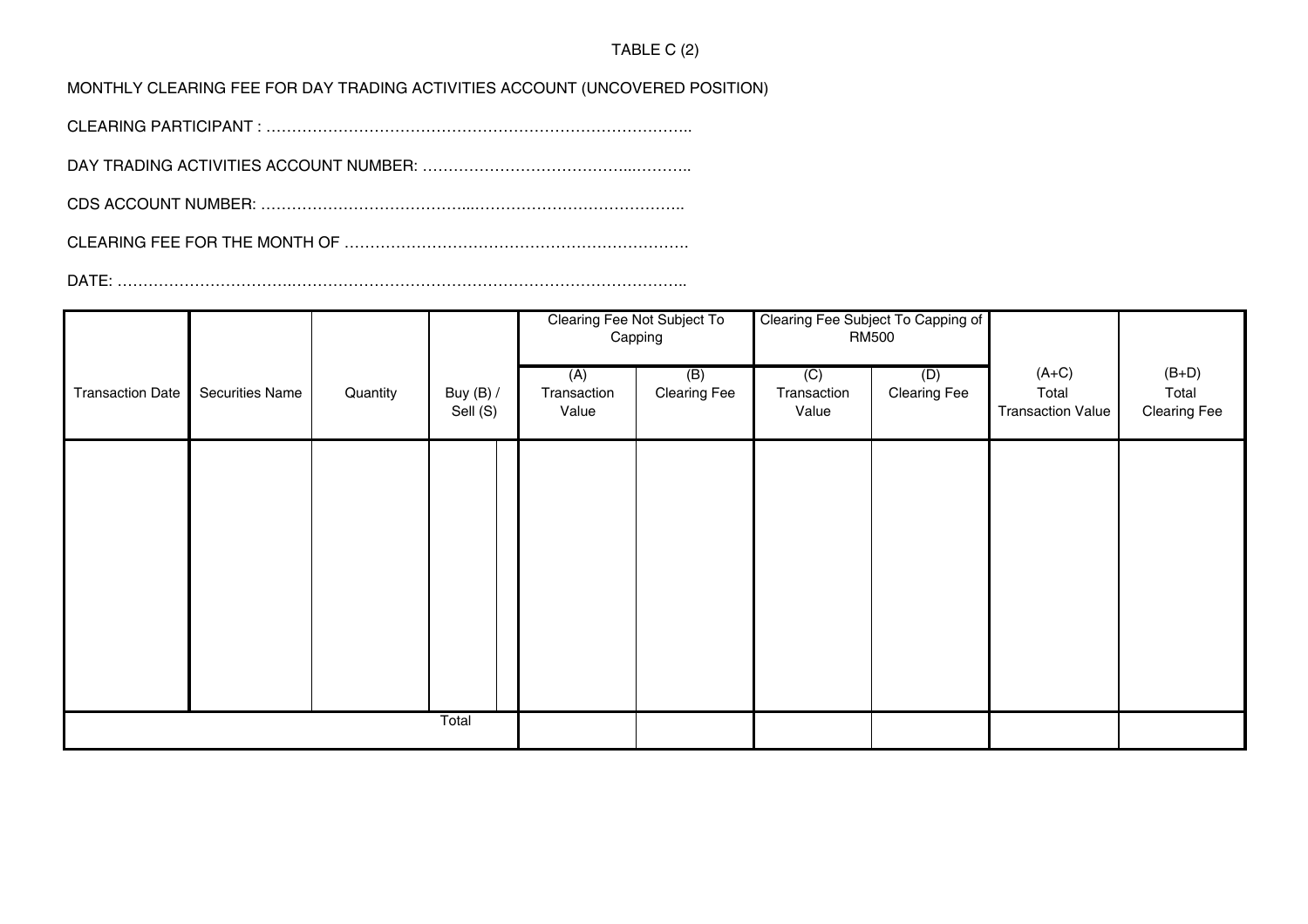TABLE C (2)

MONTHLY CLEARING FEE FOR DAY TRADING ACTIVITIES ACCOUNT (UNCOVERED POSITION)

CLEARING PARTICIPANT : ………………………………………………………………………..

DAY TRADING ACTIVITIES ACCOUNT NUMBER: ……………………………………..………..

CDS ACCOUNT NUMBER: …………………………………...…………………………………..

CLEARING FEE FOR THE MONTH OF ………………………………………………………….

DATE: ……………………………..………………………………………………………………..

| Transaction Date | Securities Name | Quantity | Buy (B) / Sell (S) | Clearing Fee Not Subject To Capping | | Clearing Fee Subject To Capping of RM500 | | (A+C) Total Transaction Value | (B+D) Total Clearing Fee |
|---|---|---|---|---|---|---|---|---|---|
| | | | | (A) Transaction Value | (B) Clearing Fee | (C) Transaction Value | (D) Clearing Fee | | |
| | | | | | | | | | |
| | | | Total | | | | | | |